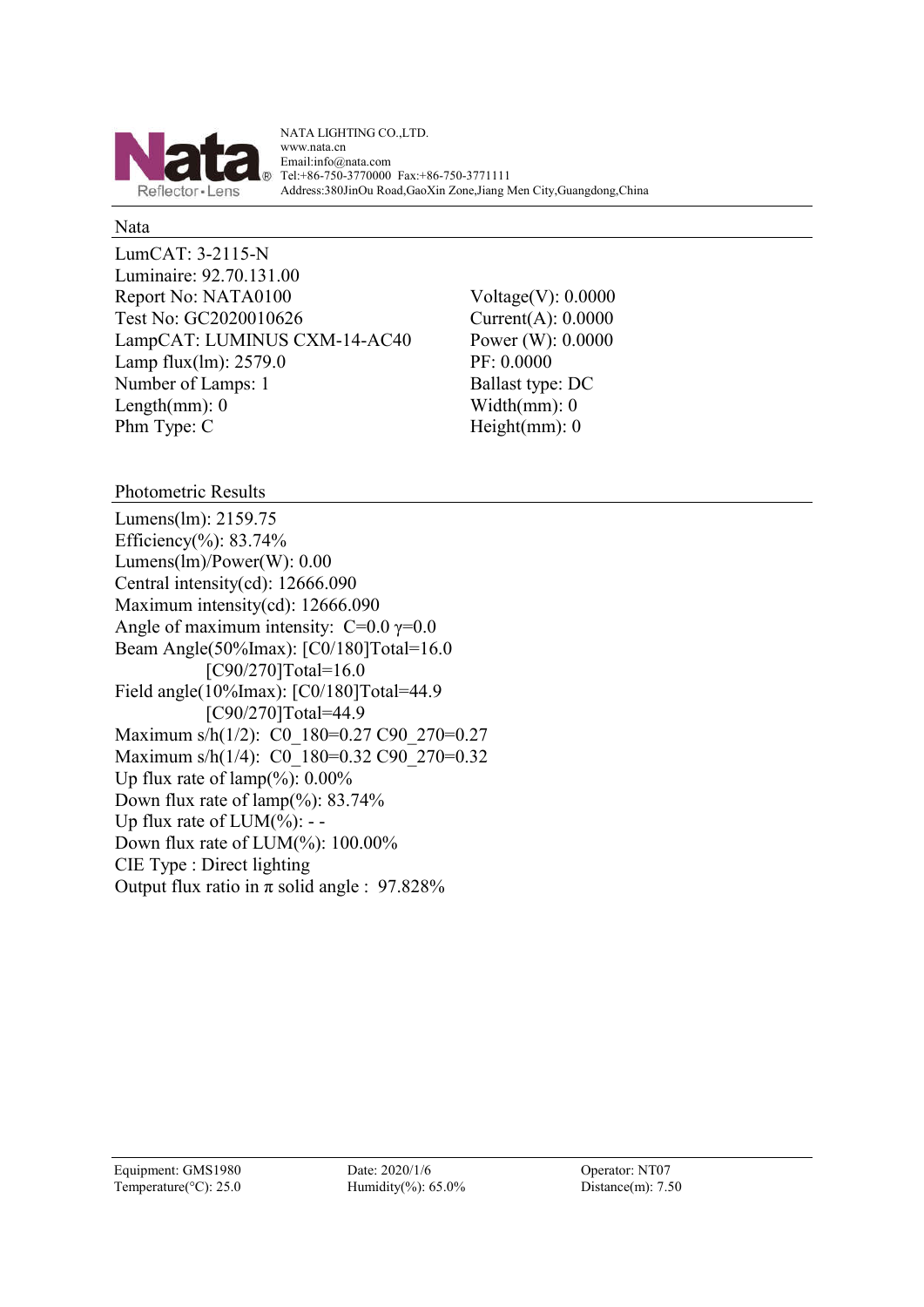NATA LIGHTING CO.,LTD.
www.nata.cn
Email:info@nata.com
Tel:+86-750-3770000 Fax:+86-750-3771111
Address:380JinOu Road,GaoXin Zone,Jiang Men City,Guangdong,China

## Nata

LumCAT: 3-2115-N
Luminaire: 92.70.131.00
Report No: NATA0100
Test No: GC2020010626
LampCAT: LUMINUS CXM-14-AC40
Lamp flux(lm): 2579.0
Number of Lamps: 1
Length(mm): 0
Phm Type: C

Voltage(V): 0.0000
Current(A): 0.0000
Power (W): 0.0000
PF: 0.0000
Ballast type: DC
Width(mm): 0
Height(mm): 0

## Photometric Results

Lumens(lm): 2159.75
Efficiency(%): 83.74%
Lumens(lm)/Power(W): 0.00
Central intensity(cd): 12666.090
Maximum intensity(cd): 12666.090
Angle of maximum intensity: C=0.0 $\gamma$=0.0
Beam Angle(50%Imax): [C0/180]Total=16.0
[C90/270]Total=16.0
Field angle(10%Imax): [C0/180]Total=44.9
[C90/270]Total=44.9
Maximum s/h(1/2): C0_180=0.27 C90_270=0.27
Maximum s/h(1/4): C0_180=0.32 C90_270=0.32
Up flux rate of lamp(%): 0.00%
Down flux rate of lamp(%): 83.74%
Up flux rate of LUM(%): - -
Down flux rate of LUM(%): 100.00%
CIE Type : Direct lighting
Output flux ratio in $\pi$ solid angle : 97.828%

Equipment: GMS1980
Temperature(°C): 25.0
Date: 2020/1/6
Humidity(%): 65.0%
Operator: NT07
Distance(m): 7.50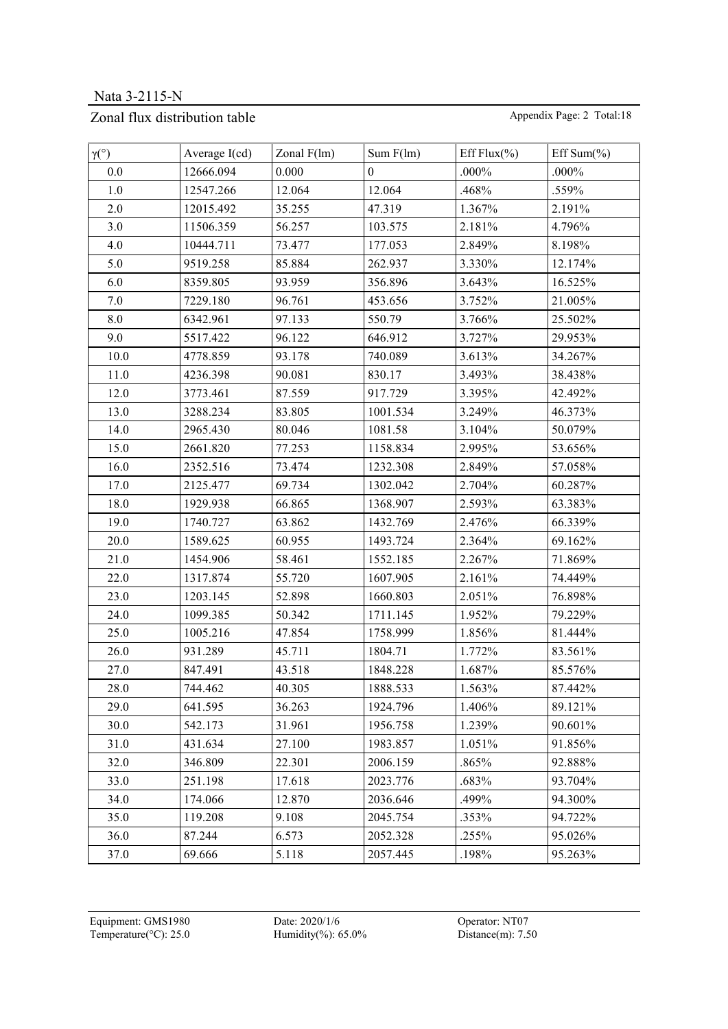Nata 3-2115-N

## Zonal flux distribution table

| γ(°) | Average I(cd) | Zonal F(lm) | Sum F(lm) | Eff Flux(%) | Eff Sum(%) |
|---|---|---|---|---|---|
| 0.0 | 12666.094 | 0.000 | 0 | .000% | .000% |
| 1.0 | 12547.266 | 12.064 | 12.064 | .468% | .559% |
| 2.0 | 12015.492 | 35.255 | 47.319 | 1.367% | 2.191% |
| 3.0 | 11506.359 | 56.257 | 103.575 | 2.181% | 4.796% |
| 4.0 | 10444.711 | 73.477 | 177.053 | 2.849% | 8.198% |
| 5.0 | 9519.258 | 85.884 | 262.937 | 3.330% | 12.174% |
| 6.0 | 8359.805 | 93.959 | 356.896 | 3.643% | 16.525% |
| 7.0 | 7229.180 | 96.761 | 453.656 | 3.752% | 21.005% |
| 8.0 | 6342.961 | 97.133 | 550.79 | 3.766% | 25.502% |
| 9.0 | 5517.422 | 96.122 | 646.912 | 3.727% | 29.953% |
| 10.0 | 4778.859 | 93.178 | 740.089 | 3.613% | 34.267% |
| 11.0 | 4236.398 | 90.081 | 830.17 | 3.493% | 38.438% |
| 12.0 | 3773.461 | 87.559 | 917.729 | 3.395% | 42.492% |
| 13.0 | 3288.234 | 83.805 | 1001.534 | 3.249% | 46.373% |
| 14.0 | 2965.430 | 80.046 | 1081.58 | 3.104% | 50.079% |
| 15.0 | 2661.820 | 77.253 | 1158.834 | 2.995% | 53.656% |
| 16.0 | 2352.516 | 73.474 | 1232.308 | 2.849% | 57.058% |
| 17.0 | 2125.477 | 69.734 | 1302.042 | 2.704% | 60.287% |
| 18.0 | 1929.938 | 66.865 | 1368.907 | 2.593% | 63.383% |
| 19.0 | 1740.727 | 63.862 | 1432.769 | 2.476% | 66.339% |
| 20.0 | 1589.625 | 60.955 | 1493.724 | 2.364% | 69.162% |
| 21.0 | 1454.906 | 58.461 | 1552.185 | 2.267% | 71.869% |
| 22.0 | 1317.874 | 55.720 | 1607.905 | 2.161% | 74.449% |
| 23.0 | 1203.145 | 52.898 | 1660.803 | 2.051% | 76.898% |
| 24.0 | 1099.385 | 50.342 | 1711.145 | 1.952% | 79.229% |
| 25.0 | 1005.216 | 47.854 | 1758.999 | 1.856% | 81.444% |
| 26.0 | 931.289 | 45.711 | 1804.71 | 1.772% | 83.561% |
| 27.0 | 847.491 | 43.518 | 1848.228 | 1.687% | 85.576% |
| 28.0 | 744.462 | 40.305 | 1888.533 | 1.563% | 87.442% |
| 29.0 | 641.595 | 36.263 | 1924.796 | 1.406% | 89.121% |
| 30.0 | 542.173 | 31.961 | 1956.758 | 1.239% | 90.601% |
| 31.0 | 431.634 | 27.100 | 1983.857 | 1.051% | 91.856% |
| 32.0 | 346.809 | 22.301 | 2006.159 | .865% | 92.888% |
| 33.0 | 251.198 | 17.618 | 2023.776 | .683% | 93.704% |
| 34.0 | 174.066 | 12.870 | 2036.646 | .499% | 94.300% |
| 35.0 | 119.208 | 9.108 | 2045.754 | .353% | 94.722% |
| 36.0 | 87.244 | 6.573 | 2052.328 | .255% | 95.026% |
| 37.0 | 69.666 | 5.118 | 2057.445 | .198% | 95.263% |

Equipment: GMS1980 Date: 2020/1/6 Operator: NT07
Temperature(°C): 25.0 Humidity(%): 65.0% Distance(m): 7.50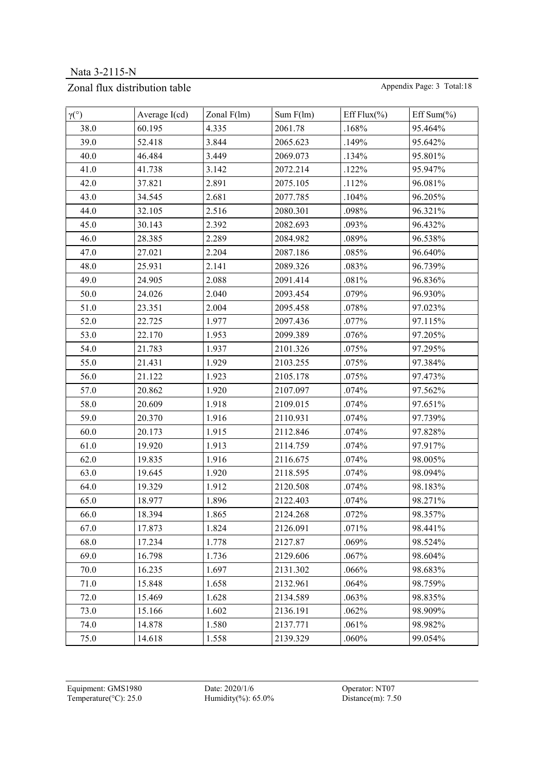Nata 3-2115-N

## Zonal flux distribution table

| γ(°) | Average I(cd) | Zonal F(lm) | Sum F(lm) | Eff Flux(%) | Eff Sum(%) |
|---|---|---|---|---|---|
| 38.0 | 60.195 | 4.335 | 2061.78 | .168% | 95.464% |
| 39.0 | 52.418 | 3.844 | 2065.623 | .149% | 95.642% |
| 40.0 | 46.484 | 3.449 | 2069.073 | .134% | 95.801% |
| 41.0 | 41.738 | 3.142 | 2072.214 | .122% | 95.947% |
| 42.0 | 37.821 | 2.891 | 2075.105 | .112% | 96.081% |
| 43.0 | 34.545 | 2.681 | 2077.785 | .104% | 96.205% |
| 44.0 | 32.105 | 2.516 | 2080.301 | .098% | 96.321% |
| 45.0 | 30.143 | 2.392 | 2082.693 | .093% | 96.432% |
| 46.0 | 28.385 | 2.289 | 2084.982 | .089% | 96.538% |
| 47.0 | 27.021 | 2.204 | 2087.186 | .085% | 96.640% |
| 48.0 | 25.931 | 2.141 | 2089.326 | .083% | 96.739% |
| 49.0 | 24.905 | 2.088 | 2091.414 | .081% | 96.836% |
| 50.0 | 24.026 | 2.040 | 2093.454 | .079% | 96.930% |
| 51.0 | 23.351 | 2.004 | 2095.458 | .078% | 97.023% |
| 52.0 | 22.725 | 1.977 | 2097.436 | .077% | 97.115% |
| 53.0 | 22.170 | 1.953 | 2099.389 | .076% | 97.205% |
| 54.0 | 21.783 | 1.937 | 2101.326 | .075% | 97.295% |
| 55.0 | 21.431 | 1.929 | 2103.255 | .075% | 97.384% |
| 56.0 | 21.122 | 1.923 | 2105.178 | .075% | 97.473% |
| 57.0 | 20.862 | 1.920 | 2107.097 | .074% | 97.562% |
| 58.0 | 20.609 | 1.918 | 2109.015 | .074% | 97.651% |
| 59.0 | 20.370 | 1.916 | 2110.931 | .074% | 97.739% |
| 60.0 | 20.173 | 1.915 | 2112.846 | .074% | 97.828% |
| 61.0 | 19.920 | 1.913 | 2114.759 | .074% | 97.917% |
| 62.0 | 19.835 | 1.916 | 2116.675 | .074% | 98.005% |
| 63.0 | 19.645 | 1.920 | 2118.595 | .074% | 98.094% |
| 64.0 | 19.329 | 1.912 | 2120.508 | .074% | 98.183% |
| 65.0 | 18.977 | 1.896 | 2122.403 | .074% | 98.271% |
| 66.0 | 18.394 | 1.865 | 2124.268 | .072% | 98.357% |
| 67.0 | 17.873 | 1.824 | 2126.091 | .071% | 98.441% |
| 68.0 | 17.234 | 1.778 | 2127.87 | .069% | 98.524% |
| 69.0 | 16.798 | 1.736 | 2129.606 | .067% | 98.604% |
| 70.0 | 16.235 | 1.697 | 2131.302 | .066% | 98.683% |
| 71.0 | 15.848 | 1.658 | 2132.961 | .064% | 98.759% |
| 72.0 | 15.469 | 1.628 | 2134.589 | .063% | 98.835% |
| 73.0 | 15.166 | 1.602 | 2136.191 | .062% | 98.909% |
| 74.0 | 14.878 | 1.580 | 2137.771 | .061% | 98.982% |
| 75.0 | 14.618 | 1.558 | 2139.329 | .060% | 99.054% |

Equipment: GMS1980 Date: 2020/1/6 Operator: NT07
Temperature(°C): 25.0 Humidity(%): 65.0% Distance(m): 7.50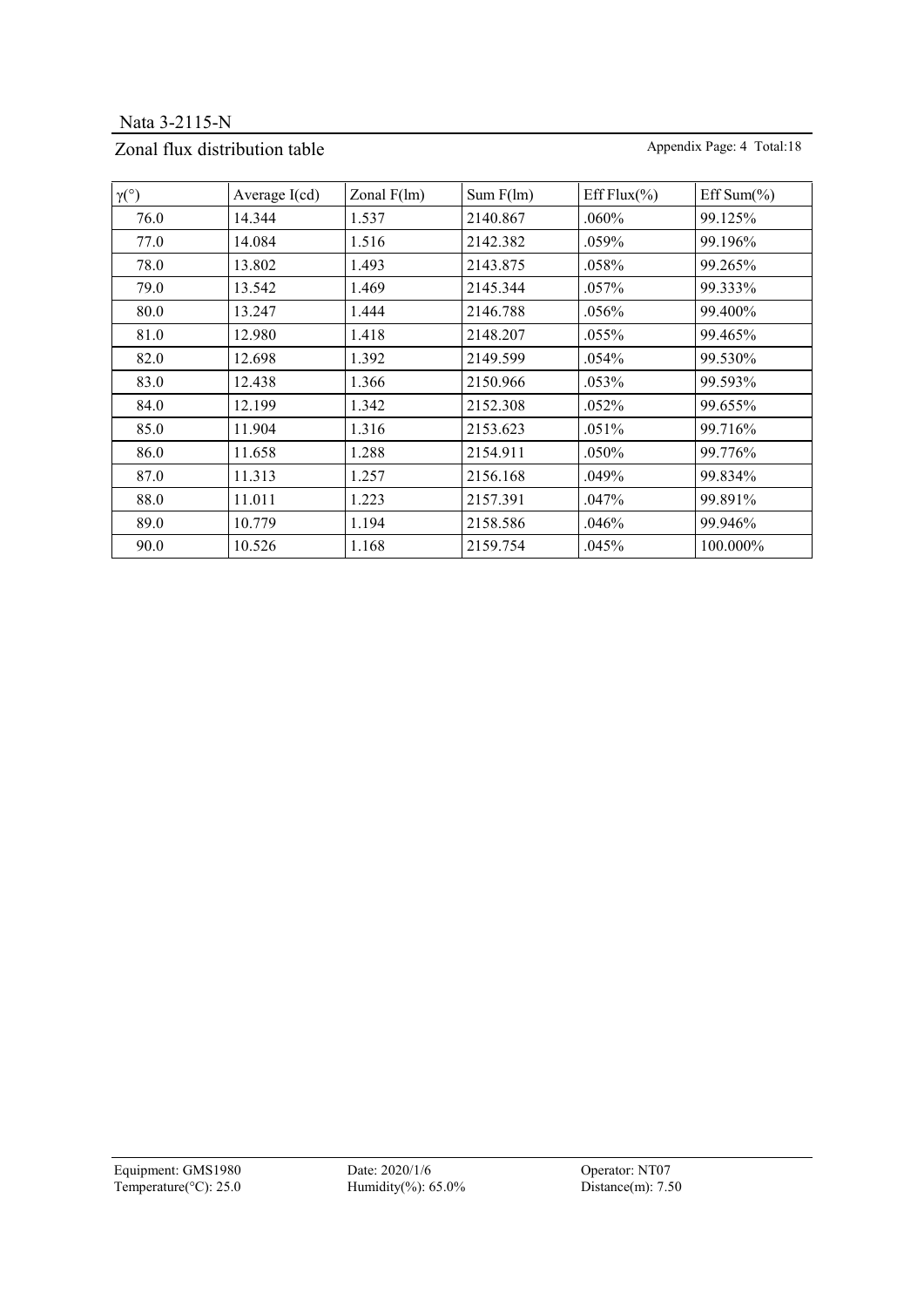Nata 3-2115-N

## Zonal flux distribution table

| γ(°) | Average I(cd) | Zonal F(lm) | Sum F(lm) | Eff Flux(%) | Eff Sum(%) |
|---|---|---|---|---|---|
| 76.0 | 14.344 | 1.537 | 2140.867 | .060% | 99.125% |
| 77.0 | 14.084 | 1.516 | 2142.382 | .059% | 99.196% |
| 78.0 | 13.802 | 1.493 | 2143.875 | .058% | 99.265% |
| 79.0 | 13.542 | 1.469 | 2145.344 | .057% | 99.333% |
| 80.0 | 13.247 | 1.444 | 2146.788 | .056% | 99.400% |
| 81.0 | 12.980 | 1.418 | 2148.207 | .055% | 99.465% |
| 82.0 | 12.698 | 1.392 | 2149.599 | .054% | 99.530% |
| 83.0 | 12.438 | 1.366 | 2150.966 | .053% | 99.593% |
| 84.0 | 12.199 | 1.342 | 2152.308 | .052% | 99.655% |
| 85.0 | 11.904 | 1.316 | 2153.623 | .051% | 99.716% |
| 86.0 | 11.658 | 1.288 | 2154.911 | .050% | 99.776% |
| 87.0 | 11.313 | 1.257 | 2156.168 | .049% | 99.834% |
| 88.0 | 11.011 | 1.223 | 2157.391 | .047% | 99.891% |
| 89.0 | 10.779 | 1.194 | 2158.586 | .046% | 99.946% |
| 90.0 | 10.526 | 1.168 | 2159.754 | .045% | 100.000% |

Equipment: GMS1980  Date: 2020/1/6  Operator: NT07
Temperature(°C): 25.0  Humidity(%): 65.0%  Distance(m): 7.50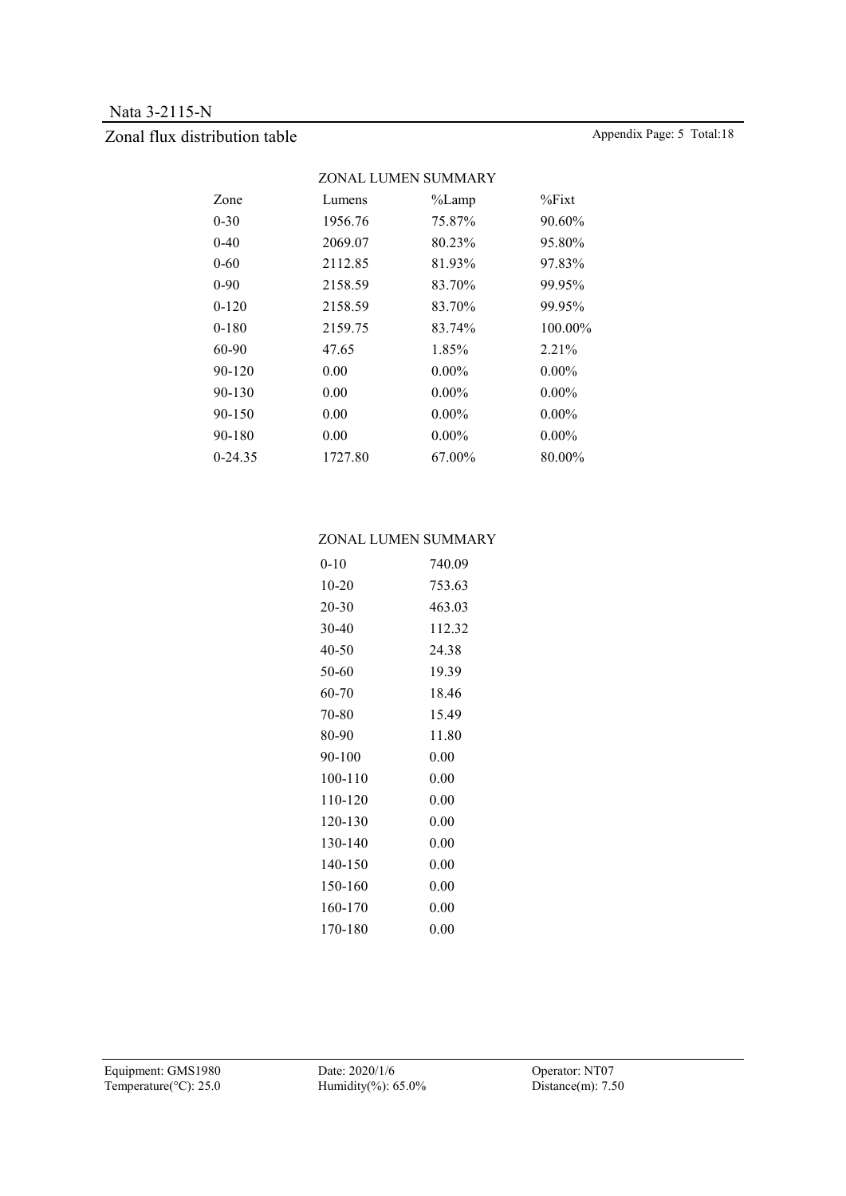Nata 3-2115-N

## Zonal flux distribution table

### ZONAL LUMEN SUMMARY

| Zone | Lumens | %Lamp | %Fixt |
|---|---|---|---|
| 0-30 | 1956.76 | 75.87% | 90.60% |
| 0-40 | 2069.07 | 80.23% | 95.80% |
| 0-60 | 2112.85 | 81.93% | 97.83% |
| 0-90 | 2158.59 | 83.70% | 99.95% |
| 0-120 | 2158.59 | 83.70% | 99.95% |
| 0-180 | 2159.75 | 83.74% | 100.00% |
| 60-90 | 47.65 | 1.85% | 2.21% |
| 90-120 | 0.00 | 0.00% | 0.00% |
| 90-130 | 0.00 | 0.00% | 0.00% |
| 90-150 | 0.00 | 0.00% | 0.00% |
| 90-180 | 0.00 | 0.00% | 0.00% |
| 0-24.35 | 1727.80 | 67.00% | 80.00% |

### ZONAL LUMEN SUMMARY

| Zone | Lumens |
|---|---|
| 0-10 | 740.09 |
| 10-20 | 753.63 |
| 20-30 | 463.03 |
| 30-40 | 112.32 |
| 40-50 | 24.38 |
| 50-60 | 19.39 |
| 60-70 | 18.46 |
| 70-80 | 15.49 |
| 80-90 | 11.80 |
| 90-100 | 0.00 |
| 100-110 | 0.00 |
| 110-120 | 0.00 |
| 120-130 | 0.00 |
| 130-140 | 0.00 |
| 140-150 | 0.00 |
| 150-160 | 0.00 |
| 160-170 | 0.00 |
| 170-180 | 0.00 |

Equipment: GMS1980　Date: 2020/1/6　Operator: NT07
Temperature(°C): 25.0　Humidity(%): 65.0%　Distance(m): 7.50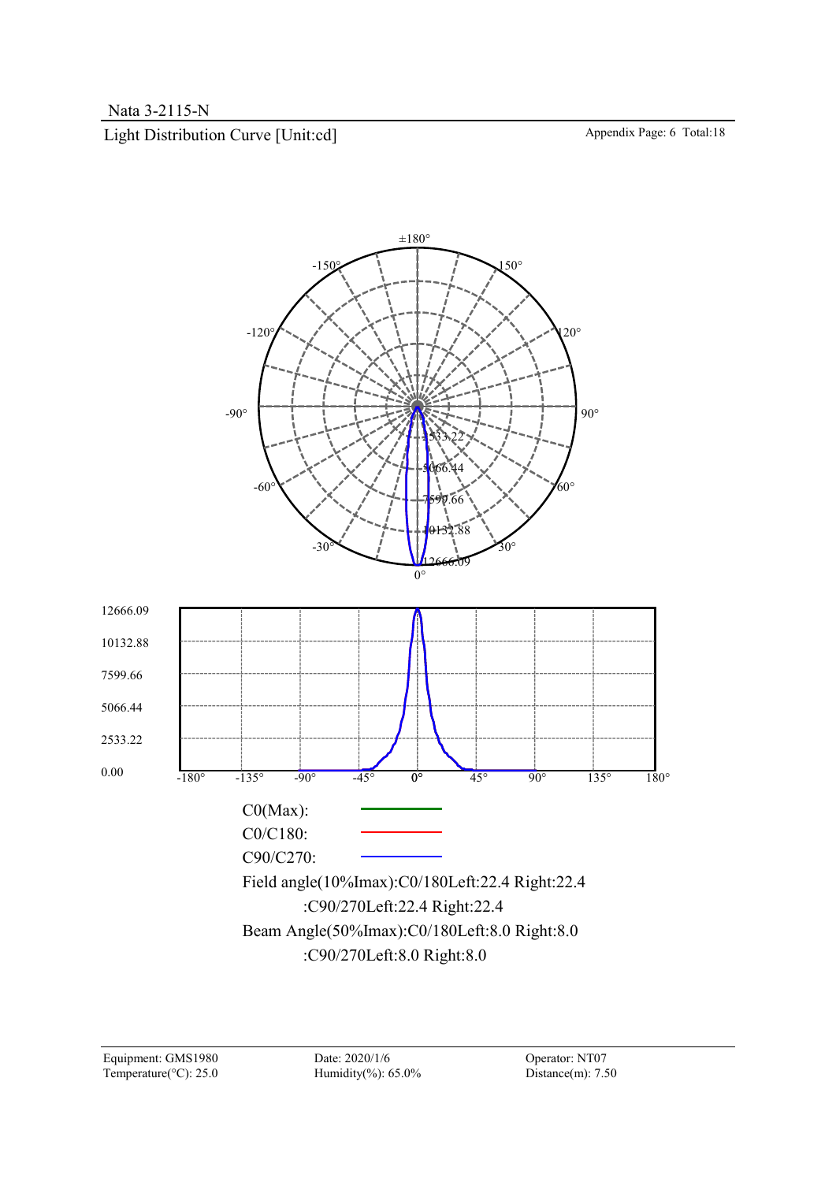Nata 3-2115-N

Light Distribution Curve [Unit:cd]

C0(Max):

C0/C180:

C90/C270:

Field angle(10%Imax):C0/180Left:22.4 Right:22.4

:C90/270Left:22.4 Right:22.4

Beam Angle(50%Imax):C0/180Left:8.0 Right:8.0

:C90/270Left:8.0 Right:8.0

| Equipment: GMS1980 | Date: 2020/1/6 | Operator: NT07 |
|---|---|---|
| Temperature(°C): 25.0 | Humidity(%): 65.0% | Distance(m): 7.50 |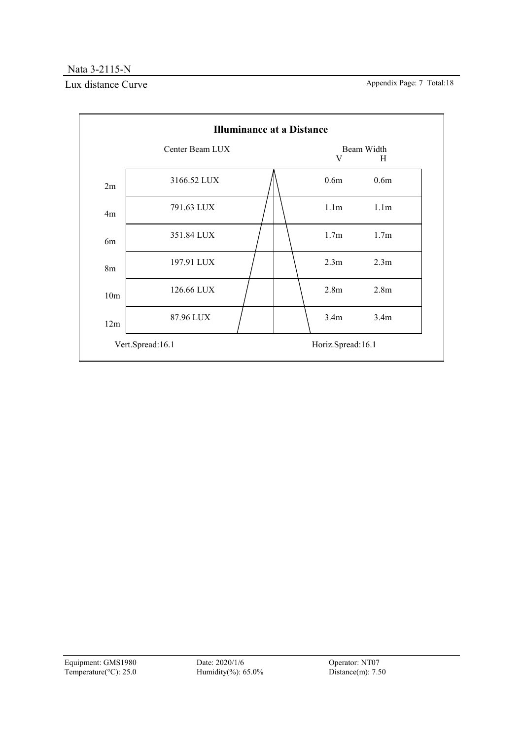Nata 3-2115-N

## Lux distance Curve

### Illuminance at a Distance

| Distance | Center Beam LUX | Beam Width V | Beam Width H |
|---|---|---|---|
| 2m | 3166.52 LUX | 0.6m | 0.6m |
| 4m | 791.63 LUX | 1.1m | 1.1m |
| 6m | 351.84 LUX | 1.7m | 1.7m |
| 8m | 197.91 LUX | 2.3m | 2.3m |
| 10m | 126.66 LUX | 2.8m | 2.8m |
| 12m | 87.96 LUX | 3.4m | 3.4m |

Vert.Spread:16.1 Horiz.Spread:16.1

Equipment: GMS1980
Temperature(°C): 25.0
Date: 2020/1/6
Humidity(%): 65.0%
Operator: NT07
Distance(m): 7.50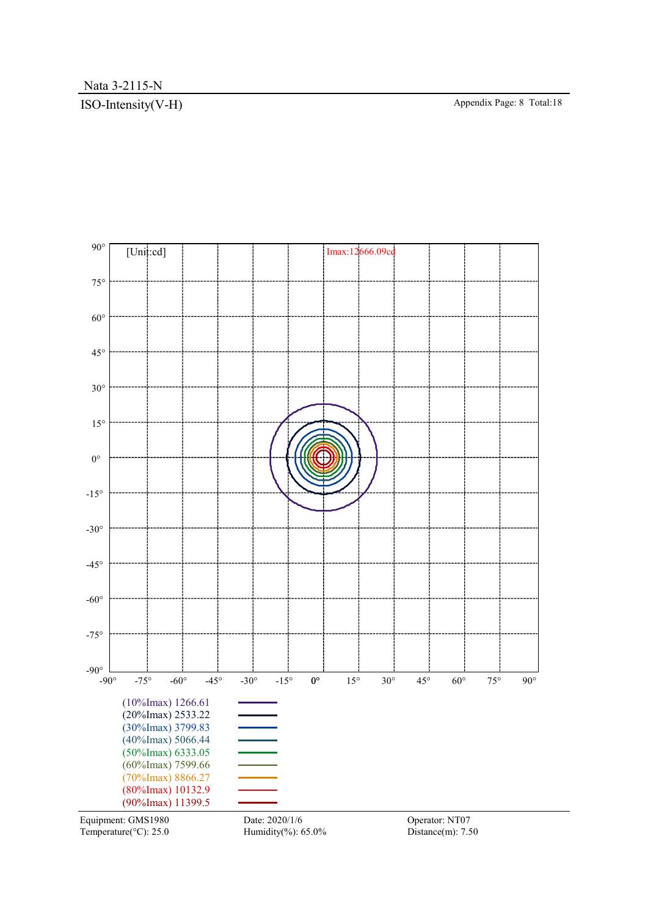Nata 3-2115-N

## ISO-Intensity(V-H)

[Unit:cd]

Imax:12666.09cd

| Level | Value |
|---|---|
| (10%Imax) | 1266.61 |
| (20%Imax) | 2533.22 |
| (30%Imax) | 3799.83 |
| (40%Imax) | 5066.44 |
| (50%Imax) | 6333.05 |
| (60%Imax) | 7599.66 |
| (70%Imax) | 8866.27 |
| (80%Imax) | 10132.9 |
| (90%Imax) | 11399.5 |

Equipment: GMS1980
Temperature(°C): 25.0
Date: 2020/1/6
Humidity(%): 65.0%
Operator: NT07
Distance(m): 7.50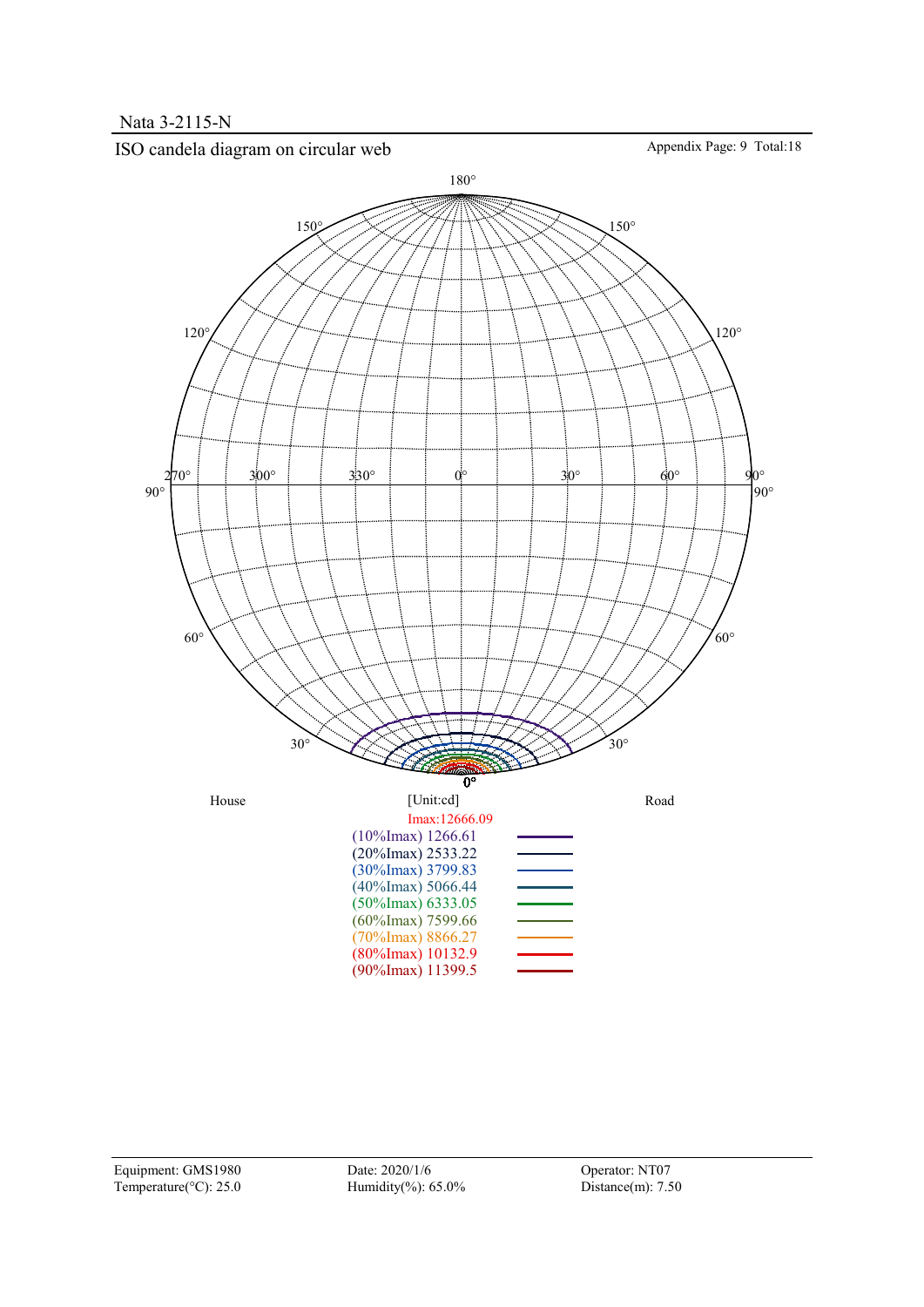Nata 3-2115-N

## ISO candela diagram on circular web

Appendix Page: 9 Total:18

House [Unit:cd] Road

Imax:12666.09

| Level | Value |
|---|---|
| (10%Imax) | 1266.61 |
| (20%Imax) | 2533.22 |
| (30%Imax) | 3799.83 |
| (40%Imax) | 5066.44 |
| (50%Imax) | 6333.05 |
| (60%Imax) | 7599.66 |
| (70%Imax) | 8866.27 |
| (80%Imax) | 10132.9 |
| (90%Imax) | 11399.5 |

Equipment: GMS1980
Temperature(°C): 25.0
Date: 2020/1/6
Humidity(%): 65.0%
Operator: NT07
Distance(m): 7.50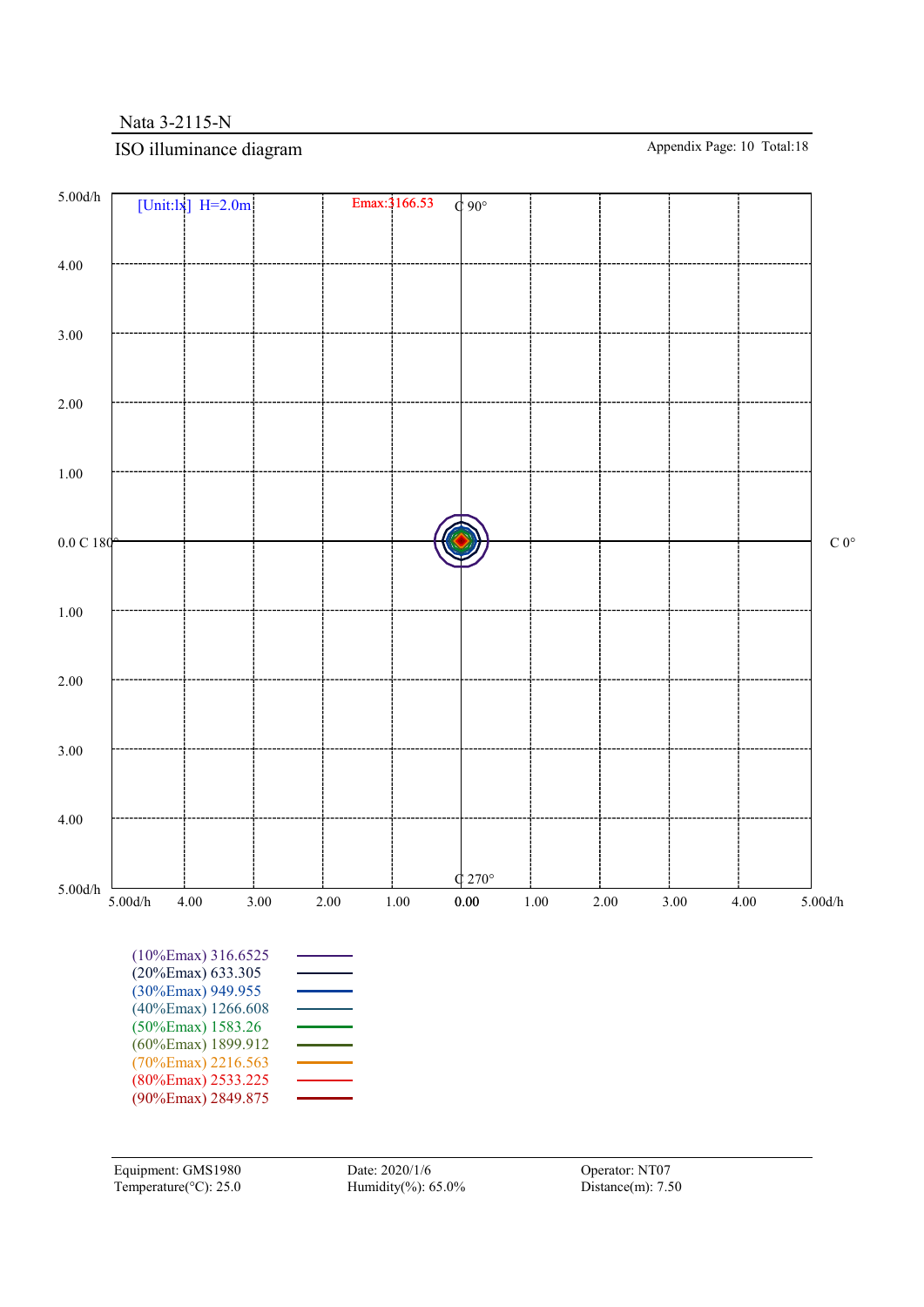Nata 3-2115-N

## ISO illuminance diagram

Appendix Page: 10 Total:18

[Unit:lx] H=2.0m

Emax:3166.53

C 90°

C 0°

C 180°

C 270°

| Level | Value |
|---|---|
| (10%Emax) | 316.6525 |
| (20%Emax) | 633.305 |
| (30%Emax) | 949.955 |
| (40%Emax) | 1266.608 |
| (50%Emax) | 1583.26 |
| (60%Emax) | 1899.912 |
| (70%Emax) | 2216.563 |
| (80%Emax) | 2533.225 |
| (90%Emax) | 2849.875 |

Equipment: GMS1980
Temperature(°C): 25.0

Date: 2020/1/6
Humidity(%): 65.0%

Operator: NT07
Distance(m): 7.50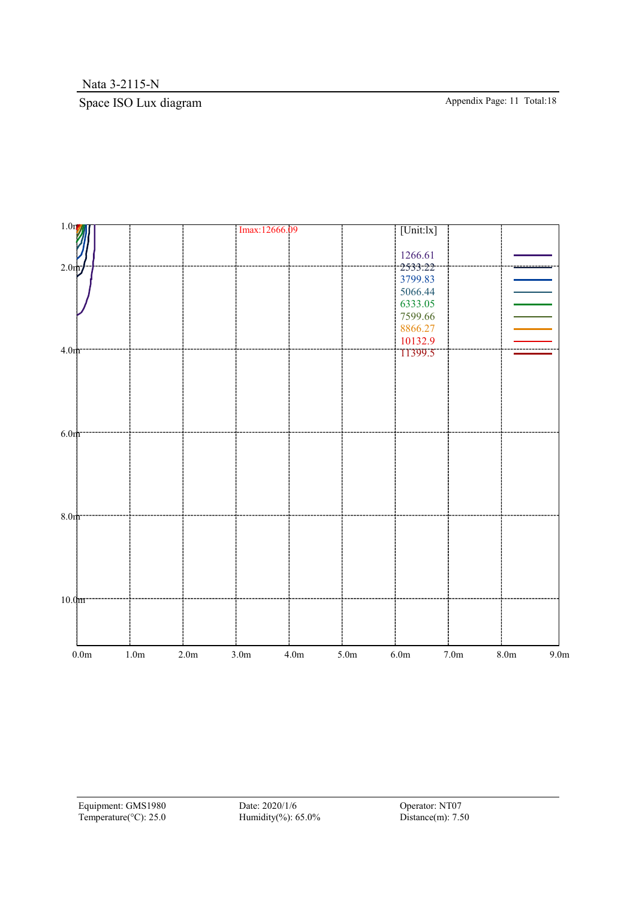Nata 3-2115-N

## Space ISO Lux diagram

Appendix Page: 11 Total:18

Imax:12666.09

[Unit:lx]

| Value |
|---|
| 1266.61 |
| 2533.22 |
| 3799.83 |
| 5066.44 |
| 6333.05 |
| 7599.66 |
| 8866.27 |
| 10132.9 |
| 11399.5 |

Y axis: 1.0m, 2.0m, 4.0m, 6.0m, 8.0m, 10.0m

X axis: 0.0m, 1.0m, 2.0m, 3.0m, 4.0m, 5.0m, 6.0m, 7.0m, 8.0m, 9.0m

Equipment: GMS1980
Temperature(°C): 25.0

Date: 2020/1/6
Humidity(%): 65.0%

Operator: NT07
Distance(m): 7.50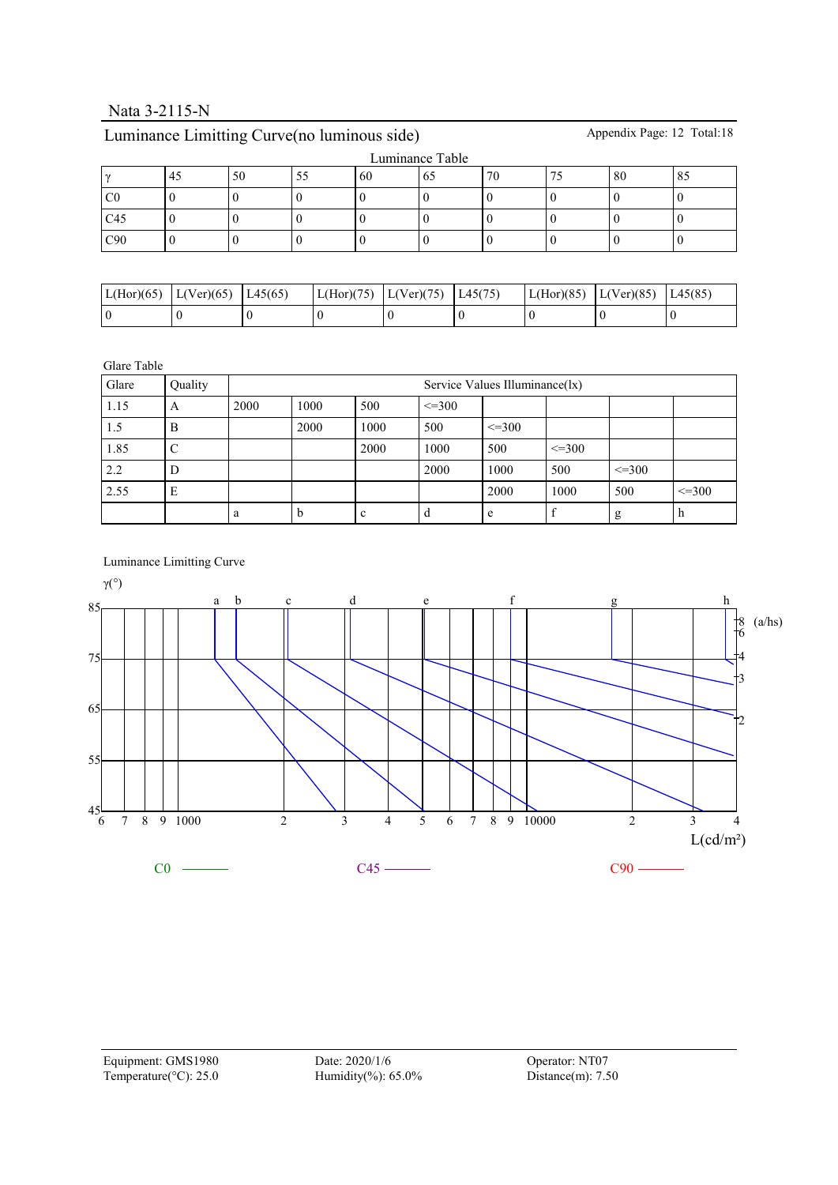Nata 3-2115-N

## Luminance Limitting Curve(no luminous side)

Appendix Page: 12 Total:18

Luminance Table

| γ | 45 | 50 | 55 | 60 | 65 | 70 | 75 | 80 | 85 |
|---|---|---|---|---|---|---|---|---|---|
| C0 | 0 | 0 | 0 | 0 | 0 | 0 | 0 | 0 | 0 |
| C45 | 0 | 0 | 0 | 0 | 0 | 0 | 0 | 0 | 0 |
| C90 | 0 | 0 | 0 | 0 | 0 | 0 | 0 | 0 | 0 |

| L(Hor)(65) | L(Ver)(65) | L45(65) | L(Hor)(75) | L(Ver)(75) | L45(75) | L(Hor)(85) | L(Ver)(85) | L45(85) |
|---|---|---|---|---|---|---|---|---|
| 0 | 0 | 0 | 0 | 0 | 0 | 0 | 0 | 0 |

Glare Table

| Glare | Quality | Service Values Illuminance(lx) | | | | | | | |
|---|---|---|---|---|---|---|---|---|---|
| 1.15 | A | 2000 | 1000 | 500 | <=300 | | | | |
| 1.5 | B | | 2000 | 1000 | 500 | <=300 | | | |
| 1.85 | C | | | 2000 | 1000 | 500 | <=300 | | |
| 2.2 | D | | | | 2000 | 1000 | 500 | <=300 | |
| 2.55 | E | | | | | 2000 | 1000 | 500 | <=300 |
| | | a | b | c | d | e | f | g | h |

Luminance Limitting Curve

γ(°): 85, 75, 65, 55, 45

Curves: a, b, c, d, e, f, g, h

(a/hs): 8, 6, 4, 3, 2

L(cd/m²): 6, 7, 8, 9, 1000, 2, 3, 4, 5, 6, 7, 8, 9, 10000, 2, 3, 4

C0 ——— C45 ——— C90 ———

Equipment: GMS1980
Temperature(°C): 25.0

Date: 2020/1/6
Humidity(%): 65.0%

Operator: NT07
Distance(m): 7.50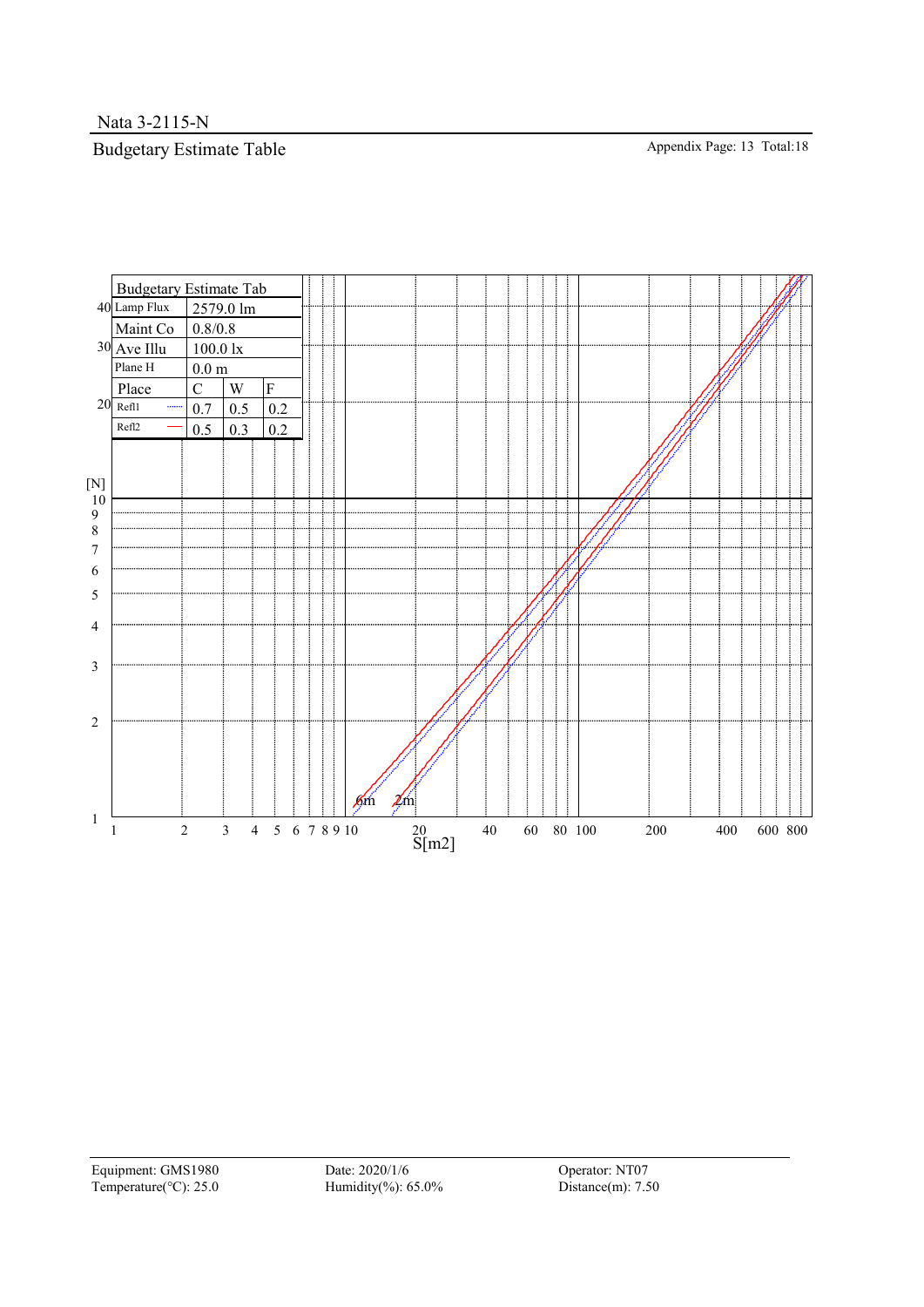Nata 3-2115-N

## Budgetary Estimate Table

| Budgetary Estimate Tab | | | |
|---|---|---|---|
| Lamp Flux | 2579.0 lm | | |
| Maint Co | 0.8/0.8 | | |
| Ave Illu | 100.0 lx | | |
| Plane H | 0.0 m | | |
| Place | C | W | F |
| Refl1 ······ | 0.7 | 0.5 | 0.2 |
| Refl2 —— | 0.5 | 0.3 | 0.2 |

[N]: 1, 2, 3, 4, 5, 6, 7, 8, 9, 10, 20, 30, 40

S[m2]: 1, 2, 3, 4, 5, 6, 7, 8, 9, 10, 20, 40, 60, 80, 100, 200, 400, 600, 800

6m  2m

Equipment: GMS1980  
Temperature(℃): 25.0  
Date: 2020/1/6  
Humidity(%): 65.0%  
Operator: NT07  
Distance(m): 7.50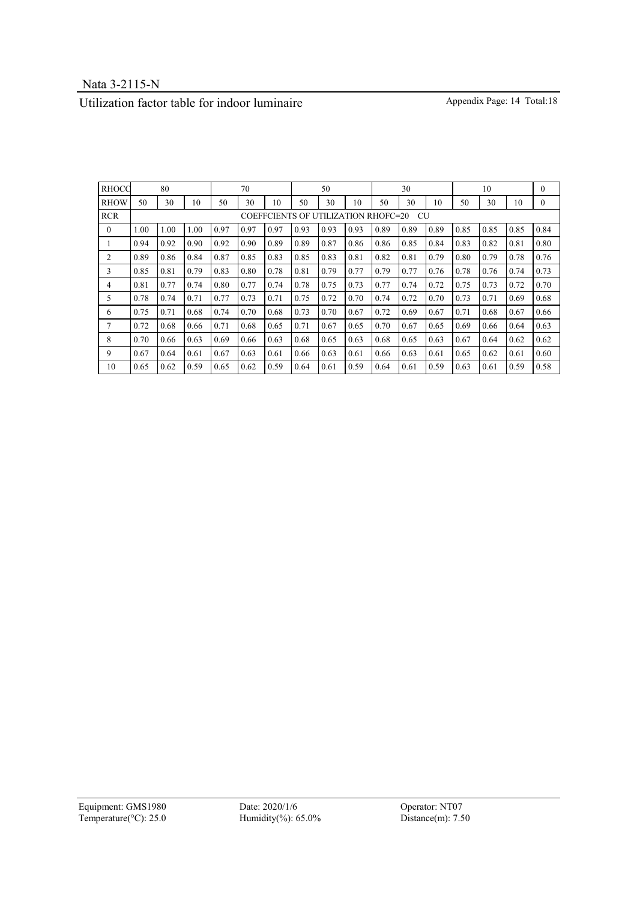Nata 3-2115-N

## Utilization factor table for indoor luminaire

| RHOCC | 80 | | | 70 | | | 50 | | | 30 | | | 10 | | | 0 |
|---|---|---|---|---|---|---|---|---|---|---|---|---|---|---|---|---|
| RHOW | 50 | 30 | 10 | 50 | 30 | 10 | 50 | 30 | 10 | 50 | 30 | 10 | 50 | 30 | 10 | 0 |
| RCR | COEFFCIENTS OF UTILIZATION RHOFC=20 CU | | | | | | | | | | | | | | | |
| 0 | 1.00 | 1.00 | 1.00 | 0.97 | 0.97 | 0.97 | 0.93 | 0.93 | 0.93 | 0.89 | 0.89 | 0.89 | 0.85 | 0.85 | 0.85 | 0.84 |
| 1 | 0.94 | 0.92 | 0.90 | 0.92 | 0.90 | 0.89 | 0.89 | 0.87 | 0.86 | 0.86 | 0.85 | 0.84 | 0.83 | 0.82 | 0.81 | 0.80 |
| 2 | 0.89 | 0.86 | 0.84 | 0.87 | 0.85 | 0.83 | 0.85 | 0.83 | 0.81 | 0.82 | 0.81 | 0.79 | 0.80 | 0.79 | 0.78 | 0.76 |
| 3 | 0.85 | 0.81 | 0.79 | 0.83 | 0.80 | 0.78 | 0.81 | 0.79 | 0.77 | 0.79 | 0.77 | 0.76 | 0.78 | 0.76 | 0.74 | 0.73 |
| 4 | 0.81 | 0.77 | 0.74 | 0.80 | 0.77 | 0.74 | 0.78 | 0.75 | 0.73 | 0.77 | 0.74 | 0.72 | 0.75 | 0.73 | 0.72 | 0.70 |
| 5 | 0.78 | 0.74 | 0.71 | 0.77 | 0.73 | 0.71 | 0.75 | 0.72 | 0.70 | 0.74 | 0.72 | 0.70 | 0.73 | 0.71 | 0.69 | 0.68 |
| 6 | 0.75 | 0.71 | 0.68 | 0.74 | 0.70 | 0.68 | 0.73 | 0.70 | 0.67 | 0.72 | 0.69 | 0.67 | 0.71 | 0.68 | 0.67 | 0.66 |
| 7 | 0.72 | 0.68 | 0.66 | 0.71 | 0.68 | 0.65 | 0.71 | 0.67 | 0.65 | 0.70 | 0.67 | 0.65 | 0.69 | 0.66 | 0.64 | 0.63 |
| 8 | 0.70 | 0.66 | 0.63 | 0.69 | 0.66 | 0.63 | 0.68 | 0.65 | 0.63 | 0.68 | 0.65 | 0.63 | 0.67 | 0.64 | 0.62 | 0.62 |
| 9 | 0.67 | 0.64 | 0.61 | 0.67 | 0.63 | 0.61 | 0.66 | 0.63 | 0.61 | 0.66 | 0.63 | 0.61 | 0.65 | 0.62 | 0.61 | 0.60 |
| 10 | 0.65 | 0.62 | 0.59 | 0.65 | 0.62 | 0.59 | 0.64 | 0.61 | 0.59 | 0.64 | 0.61 | 0.59 | 0.63 | 0.61 | 0.59 | 0.58 |

Equipment: GMS1980　　Date: 2020/1/6　　Operator: NT07

Temperature(°C): 25.0　　Humidity(%): 65.0%　　Distance(m): 7.50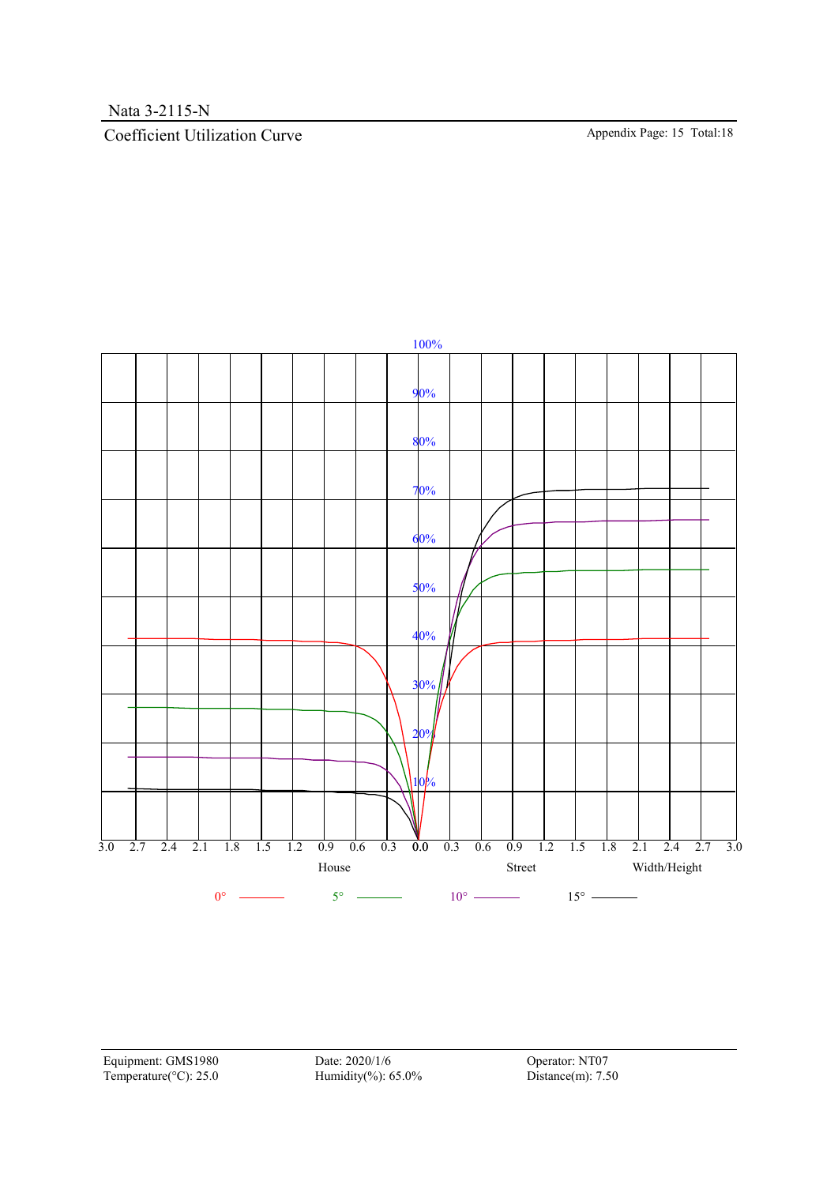Nata 3-2115-N

## Coefficient Utilization Curve

Appendix Page: 15 Total:18

100%
90%
80%
70%
60%
50%
40%
30%
20%
10%

3.0 2.7 2.4 2.1 1.8 1.5 1.2 0.9 0.6 0.3 0.0 0.3 0.6 0.9 1.2 1.5 1.8 2.1 2.4 2.7 3.0

House Street Width/Height

0° 5° 10° 15°

| | | |
|---|---|---|
| Equipment: GMS1980 | Date: 2020/1/6 | Operator: NT07 |
| Temperature(°C): 25.0 | Humidity(%): 65.0% | Distance(m): 7.50 |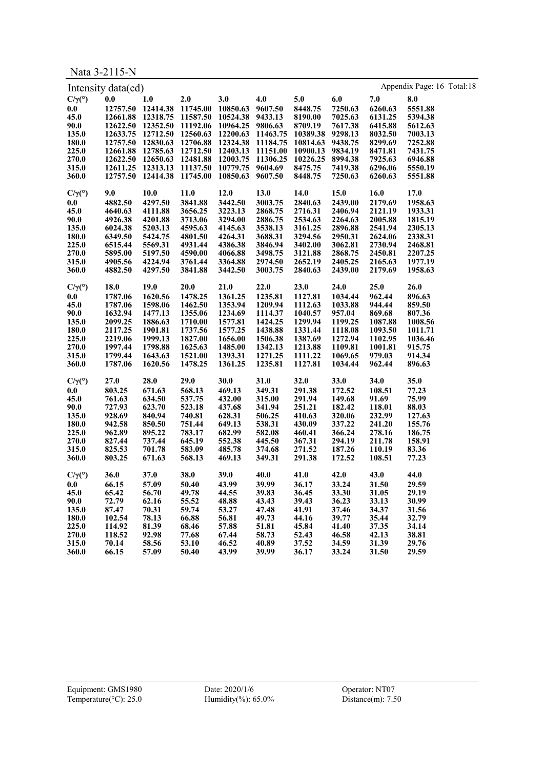Nata 3-2115-N

Intensity data(cd)

| C/γ(°) | 0.0 | 1.0 | 2.0 | 3.0 | 4.0 | 5.0 | 6.0 | 7.0 | 8.0 |
|---|---|---|---|---|---|---|---|---|---|
| 0.0 | 12757.50 | 12414.38 | 11745.00 | 10850.63 | 9607.50 | 8448.75 | 7250.63 | 6260.63 | 5551.88 |
| 45.0 | 12661.88 | 12318.75 | 11587.50 | 10524.38 | 9433.13 | 8190.00 | 7025.63 | 6131.25 | 5394.38 |
| 90.0 | 12622.50 | 12352.50 | 11192.06 | 10964.25 | 9806.63 | 8709.19 | 7617.38 | 6415.88 | 5612.63 |
| 135.0 | 12633.75 | 12712.50 | 12560.63 | 12200.63 | 11463.75 | 10389.38 | 9298.13 | 8032.50 | 7003.13 |
| 180.0 | 12757.50 | 12830.63 | 12706.88 | 12324.38 | 11184.75 | 10814.63 | 9438.75 | 8299.69 | 7252.88 |
| 225.0 | 12661.88 | 12785.63 | 12712.50 | 12403.13 | 11151.00 | 10900.13 | 9834.19 | 8471.81 | 7431.75 |
| 270.0 | 12622.50 | 12650.63 | 12481.88 | 12003.75 | 11306.25 | 10226.25 | 8994.38 | 7925.63 | 6946.88 |
| 315.0 | 12611.25 | 12313.13 | 11137.50 | 10779.75 | 9604.69 | 8475.75 | 7419.38 | 6296.06 | 5550.19 |
| 360.0 | 12757.50 | 12414.38 | 11745.00 | 10850.63 | 9607.50 | 8448.75 | 7250.63 | 6260.63 | 5551.88 |

| C/γ(°) | 9.0 | 10.0 | 11.0 | 12.0 | 13.0 | 14.0 | 15.0 | 16.0 | 17.0 |
|---|---|---|---|---|---|---|---|---|---|
| 0.0 | 4882.50 | 4297.50 | 3841.88 | 3442.50 | 3003.75 | 2840.63 | 2439.00 | 2179.69 | 1958.63 |
| 45.0 | 4640.63 | 4111.88 | 3656.25 | 3223.13 | 2868.75 | 2716.31 | 2406.94 | 2121.19 | 1933.31 |
| 90.0 | 4926.38 | 4201.88 | 3713.06 | 3294.00 | 2886.75 | 2534.63 | 2264.63 | 2005.88 | 1815.19 |
| 135.0 | 6024.38 | 5203.13 | 4595.63 | 4145.63 | 3538.13 | 3161.25 | 2896.88 | 2541.94 | 2305.13 |
| 180.0 | 6349.50 | 5424.75 | 4801.50 | 4264.31 | 3688.31 | 3294.56 | 2950.31 | 2624.06 | 2338.31 |
| 225.0 | 6515.44 | 5569.31 | 4931.44 | 4386.38 | 3846.94 | 3402.00 | 3062.81 | 2730.94 | 2468.81 |
| 270.0 | 5895.00 | 5197.50 | 4590.00 | 4066.88 | 3498.75 | 3121.88 | 2868.75 | 2450.81 | 2207.25 |
| 315.0 | 4905.56 | 4224.94 | 3761.44 | 3364.88 | 2974.50 | 2652.19 | 2405.25 | 2165.63 | 1977.19 |
| 360.0 | 4882.50 | 4297.50 | 3841.88 | 3442.50 | 3003.75 | 2840.63 | 2439.00 | 2179.69 | 1958.63 |

| C/γ(°) | 18.0 | 19.0 | 20.0 | 21.0 | 22.0 | 23.0 | 24.0 | 25.0 | 26.0 |
|---|---|---|---|---|---|---|---|---|---|
| 0.0 | 1787.06 | 1620.56 | 1478.25 | 1361.25 | 1235.81 | 1127.81 | 1034.44 | 962.44 | 896.63 |
| 45.0 | 1787.06 | 1598.06 | 1462.50 | 1353.94 | 1209.94 | 1112.63 | 1033.88 | 944.44 | 859.50 |
| 90.0 | 1632.94 | 1477.13 | 1355.06 | 1234.69 | 1114.37 | 1040.57 | 957.04 | 869.68 | 807.36 |
| 135.0 | 2099.25 | 1886.63 | 1710.00 | 1577.81 | 1424.25 | 1299.94 | 1199.25 | 1087.88 | 1008.56 |
| 180.0 | 2117.25 | 1901.81 | 1737.56 | 1577.25 | 1438.88 | 1331.44 | 1118.08 | 1093.50 | 1011.71 |
| 225.0 | 2219.06 | 1999.13 | 1827.00 | 1656.00 | 1506.38 | 1387.69 | 1272.94 | 1102.95 | 1036.46 |
| 270.0 | 1997.44 | 1798.88 | 1625.63 | 1485.00 | 1342.13 | 1213.88 | 1109.81 | 1001.81 | 915.75 |
| 315.0 | 1799.44 | 1643.63 | 1521.00 | 1393.31 | 1271.25 | 1111.22 | 1069.65 | 979.03 | 914.34 |
| 360.0 | 1787.06 | 1620.56 | 1478.25 | 1361.25 | 1235.81 | 1127.81 | 1034.44 | 962.44 | 896.63 |

| C/γ(°) | 27.0 | 28.0 | 29.0 | 30.0 | 31.0 | 32.0 | 33.0 | 34.0 | 35.0 |
|---|---|---|---|---|---|---|---|---|---|
| 0.0 | 803.25 | 671.63 | 568.13 | 469.13 | 349.31 | 291.38 | 172.52 | 108.51 | 77.23 |
| 45.0 | 761.63 | 634.50 | 537.75 | 432.00 | 315.00 | 291.94 | 149.68 | 91.69 | 75.99 |
| 90.0 | 727.93 | 623.70 | 523.18 | 437.68 | 341.94 | 251.21 | 182.42 | 118.01 | 88.03 |
| 135.0 | 928.69 | 840.94 | 740.81 | 628.31 | 506.25 | 410.63 | 320.06 | 232.99 | 127.63 |
| 180.0 | 942.58 | 850.50 | 751.44 | 649.13 | 538.31 | 430.09 | 337.22 | 241.20 | 155.76 |
| 225.0 | 962.89 | 895.22 | 783.17 | 682.99 | 582.08 | 460.41 | 366.24 | 278.16 | 186.75 |
| 270.0 | 827.44 | 737.44 | 645.19 | 552.38 | 445.50 | 367.31 | 294.19 | 211.78 | 158.91 |
| 315.0 | 825.53 | 701.78 | 583.09 | 485.78 | 374.68 | 271.52 | 187.26 | 110.19 | 83.36 |
| 360.0 | 803.25 | 671.63 | 568.13 | 469.13 | 349.31 | 291.38 | 172.52 | 108.51 | 77.23 |

| C/γ(°) | 36.0 | 37.0 | 38.0 | 39.0 | 40.0 | 41.0 | 42.0 | 43.0 | 44.0 |
|---|---|---|---|---|---|---|---|---|---|
| 0.0 | 66.15 | 57.09 | 50.40 | 43.99 | 39.99 | 36.17 | 33.24 | 31.50 | 29.59 |
| 45.0 | 65.42 | 56.70 | 49.78 | 44.55 | 39.83 | 36.45 | 33.30 | 31.05 | 29.19 |
| 90.0 | 72.79 | 62.16 | 55.52 | 48.88 | 43.43 | 39.43 | 36.23 | 33.13 | 30.99 |
| 135.0 | 87.47 | 70.31 | 59.74 | 53.27 | 47.48 | 41.91 | 37.46 | 34.37 | 31.56 |
| 180.0 | 102.54 | 78.13 | 66.88 | 56.81 | 49.73 | 44.16 | 39.77 | 35.44 | 32.79 |
| 225.0 | 114.92 | 81.39 | 68.46 | 57.88 | 51.81 | 45.84 | 41.40 | 37.35 | 34.14 |
| 270.0 | 118.52 | 92.98 | 77.68 | 67.44 | 58.73 | 52.43 | 46.58 | 42.13 | 38.81 |
| 315.0 | 70.14 | 58.56 | 53.10 | 46.52 | 40.89 | 37.52 | 34.59 | 31.39 | 29.76 |
| 360.0 | 66.15 | 57.09 | 50.40 | 43.99 | 39.99 | 36.17 | 33.24 | 31.50 | 29.59 |

Equipment: GMS1980 | Date: 2020/1/6 | Operator: NT07
Temperature(°C): 25.0 | Humidity(%): 65.0% | Distance(m): 7.50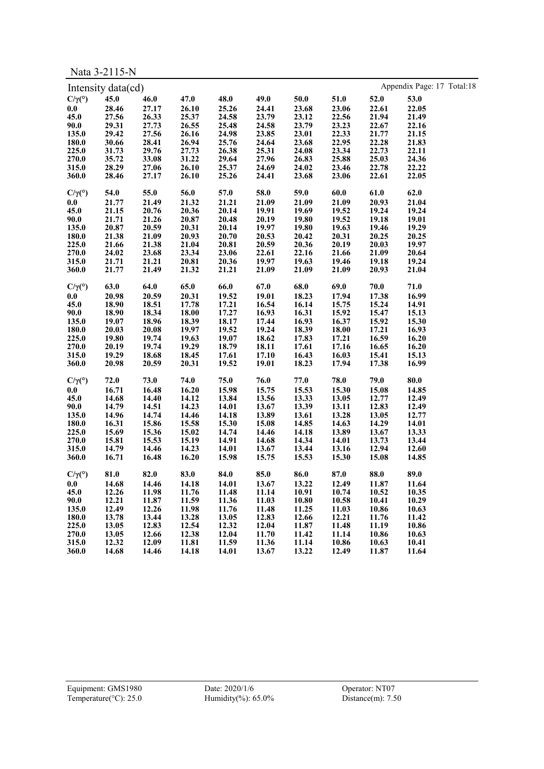Nata 3-2115-N

Intensity data(cd)

| C/γ(°) | 45.0 | 46.0 | 47.0 | 48.0 | 49.0 | 50.0 | 51.0 | 52.0 | 53.0 |
|---|---|---|---|---|---|---|---|---|---|
| 0.0 | 28.46 | 27.17 | 26.10 | 25.26 | 24.41 | 23.68 | 23.06 | 22.61 | 22.05 |
| 45.0 | 27.56 | 26.33 | 25.37 | 24.58 | 23.79 | 23.12 | 22.56 | 21.94 | 21.49 |
| 90.0 | 29.31 | 27.73 | 26.55 | 25.48 | 24.58 | 23.79 | 23.23 | 22.67 | 22.16 |
| 135.0 | 29.42 | 27.56 | 26.16 | 24.98 | 23.85 | 23.01 | 22.33 | 21.77 | 21.15 |
| 180.0 | 30.66 | 28.41 | 26.94 | 25.76 | 24.64 | 23.68 | 22.95 | 22.28 | 21.83 |
| 225.0 | 31.73 | 29.76 | 27.73 | 26.38 | 25.31 | 24.08 | 23.34 | 22.73 | 22.11 |
| 270.0 | 35.72 | 33.08 | 31.22 | 29.64 | 27.96 | 26.83 | 25.88 | 25.03 | 24.36 |
| 315.0 | 28.29 | 27.06 | 26.10 | 25.37 | 24.69 | 24.02 | 23.46 | 22.78 | 22.22 |
| 360.0 | 28.46 | 27.17 | 26.10 | 25.26 | 24.41 | 23.68 | 23.06 | 22.61 | 22.05 |

| C/γ(°) | 54.0 | 55.0 | 56.0 | 57.0 | 58.0 | 59.0 | 60.0 | 61.0 | 62.0 |
|---|---|---|---|---|---|---|---|---|---|
| 0.0 | 21.77 | 21.49 | 21.32 | 21.21 | 21.09 | 21.09 | 21.09 | 20.93 | 21.04 |
| 45.0 | 21.15 | 20.76 | 20.36 | 20.14 | 19.91 | 19.69 | 19.52 | 19.24 | 19.24 |
| 90.0 | 21.71 | 21.26 | 20.87 | 20.48 | 20.19 | 19.80 | 19.52 | 19.18 | 19.01 |
| 135.0 | 20.87 | 20.59 | 20.31 | 20.14 | 19.97 | 19.80 | 19.63 | 19.46 | 19.29 |
| 180.0 | 21.38 | 21.09 | 20.93 | 20.70 | 20.53 | 20.42 | 20.31 | 20.25 | 20.25 |
| 225.0 | 21.66 | 21.38 | 21.04 | 20.81 | 20.59 | 20.36 | 20.19 | 20.03 | 19.97 |
| 270.0 | 24.02 | 23.68 | 23.34 | 23.06 | 22.61 | 22.16 | 21.66 | 21.09 | 20.64 |
| 315.0 | 21.71 | 21.21 | 20.81 | 20.36 | 19.97 | 19.63 | 19.46 | 19.18 | 19.24 |
| 360.0 | 21.77 | 21.49 | 21.32 | 21.21 | 21.09 | 21.09 | 21.09 | 20.93 | 21.04 |

| C/γ(°) | 63.0 | 64.0 | 65.0 | 66.0 | 67.0 | 68.0 | 69.0 | 70.0 | 71.0 |
|---|---|---|---|---|---|---|---|---|---|
| 0.0 | 20.98 | 20.59 | 20.31 | 19.52 | 19.01 | 18.23 | 17.94 | 17.38 | 16.99 |
| 45.0 | 18.90 | 18.51 | 17.78 | 17.21 | 16.54 | 16.14 | 15.75 | 15.24 | 14.91 |
| 90.0 | 18.90 | 18.34 | 18.00 | 17.27 | 16.93 | 16.31 | 15.92 | 15.47 | 15.13 |
| 135.0 | 19.07 | 18.96 | 18.39 | 18.17 | 17.44 | 16.93 | 16.37 | 15.92 | 15.30 |
| 180.0 | 20.03 | 20.08 | 19.97 | 19.52 | 19.24 | 18.39 | 18.00 | 17.21 | 16.93 |
| 225.0 | 19.80 | 19.74 | 19.63 | 19.07 | 18.62 | 17.83 | 17.21 | 16.59 | 16.20 |
| 270.0 | 20.19 | 19.74 | 19.29 | 18.79 | 18.11 | 17.61 | 17.16 | 16.65 | 16.20 |
| 315.0 | 19.29 | 18.68 | 18.45 | 17.61 | 17.10 | 16.43 | 16.03 | 15.41 | 15.13 |
| 360.0 | 20.98 | 20.59 | 20.31 | 19.52 | 19.01 | 18.23 | 17.94 | 17.38 | 16.99 |

| C/γ(°) | 72.0 | 73.0 | 74.0 | 75.0 | 76.0 | 77.0 | 78.0 | 79.0 | 80.0 |
|---|---|---|---|---|---|---|---|---|---|
| 0.0 | 16.71 | 16.48 | 16.20 | 15.98 | 15.75 | 15.53 | 15.30 | 15.08 | 14.85 |
| 45.0 | 14.68 | 14.40 | 14.12 | 13.84 | 13.56 | 13.33 | 13.05 | 12.77 | 12.49 |
| 90.0 | 14.79 | 14.51 | 14.23 | 14.01 | 13.67 | 13.39 | 13.11 | 12.83 | 12.49 |
| 135.0 | 14.96 | 14.74 | 14.46 | 14.18 | 13.89 | 13.61 | 13.28 | 13.05 | 12.77 |
| 180.0 | 16.31 | 15.86 | 15.58 | 15.30 | 15.08 | 14.85 | 14.63 | 14.29 | 14.01 |
| 225.0 | 15.69 | 15.36 | 15.02 | 14.74 | 14.46 | 14.18 | 13.89 | 13.67 | 13.33 |
| 270.0 | 15.81 | 15.53 | 15.19 | 14.91 | 14.68 | 14.34 | 14.01 | 13.73 | 13.44 |
| 315.0 | 14.79 | 14.46 | 14.23 | 14.01 | 13.67 | 13.44 | 13.16 | 12.94 | 12.60 |
| 360.0 | 16.71 | 16.48 | 16.20 | 15.98 | 15.75 | 15.53 | 15.30 | 15.08 | 14.85 |

| C/γ(°) | 81.0 | 82.0 | 83.0 | 84.0 | 85.0 | 86.0 | 87.0 | 88.0 | 89.0 |
|---|---|---|---|---|---|---|---|---|---|
| 0.0 | 14.68 | 14.46 | 14.18 | 14.01 | 13.67 | 13.22 | 12.49 | 11.87 | 11.64 |
| 45.0 | 12.26 | 11.98 | 11.76 | 11.48 | 11.14 | 10.91 | 10.74 | 10.52 | 10.35 |
| 90.0 | 12.21 | 11.87 | 11.59 | 11.36 | 11.03 | 10.80 | 10.58 | 10.41 | 10.29 |
| 135.0 | 12.49 | 12.26 | 11.98 | 11.76 | 11.48 | 11.25 | 11.03 | 10.86 | 10.63 |
| 180.0 | 13.78 | 13.44 | 13.28 | 13.05 | 12.83 | 12.66 | 12.21 | 11.76 | 11.42 |
| 225.0 | 13.05 | 12.83 | 12.54 | 12.32 | 12.04 | 11.87 | 11.48 | 11.19 | 10.86 |
| 270.0 | 13.05 | 12.66 | 12.38 | 12.04 | 11.70 | 11.42 | 11.14 | 10.86 | 10.63 |
| 315.0 | 12.32 | 12.09 | 11.81 | 11.59 | 11.36 | 11.14 | 10.86 | 10.63 | 10.41 |
| 360.0 | 14.68 | 14.46 | 14.18 | 14.01 | 13.67 | 13.22 | 12.49 | 11.87 | 11.64 |

Equipment: GMS1980　　Date: 2020/1/6　　Operator: NT07

Temperature(°C): 25.0　　Humidity(%): 65.0%　　Distance(m): 7.50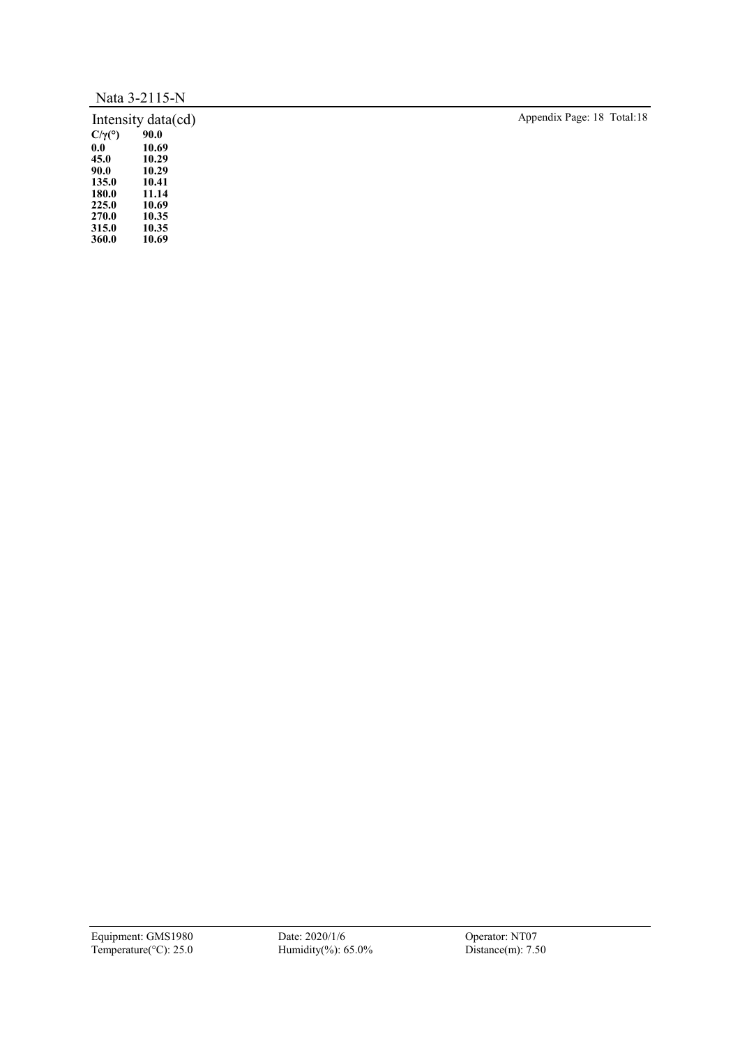Nata 3-2115-N

Intensity data(cd)

| C/γ(°) | 90.0 |
|---|---|
| 0.0 | 10.69 |
| 45.0 | 10.29 |
| 90.0 | 10.29 |
| 135.0 | 10.41 |
| 180.0 | 11.14 |
| 225.0 | 10.69 |
| 270.0 | 10.35 |
| 315.0 | 10.35 |
| 360.0 | 10.69 |

Equipment: GMS1980 Date: 2020/1/6 Operator: NT07
Temperature(°C): 25.0 Humidity(%): 65.0% Distance(m): 7.50